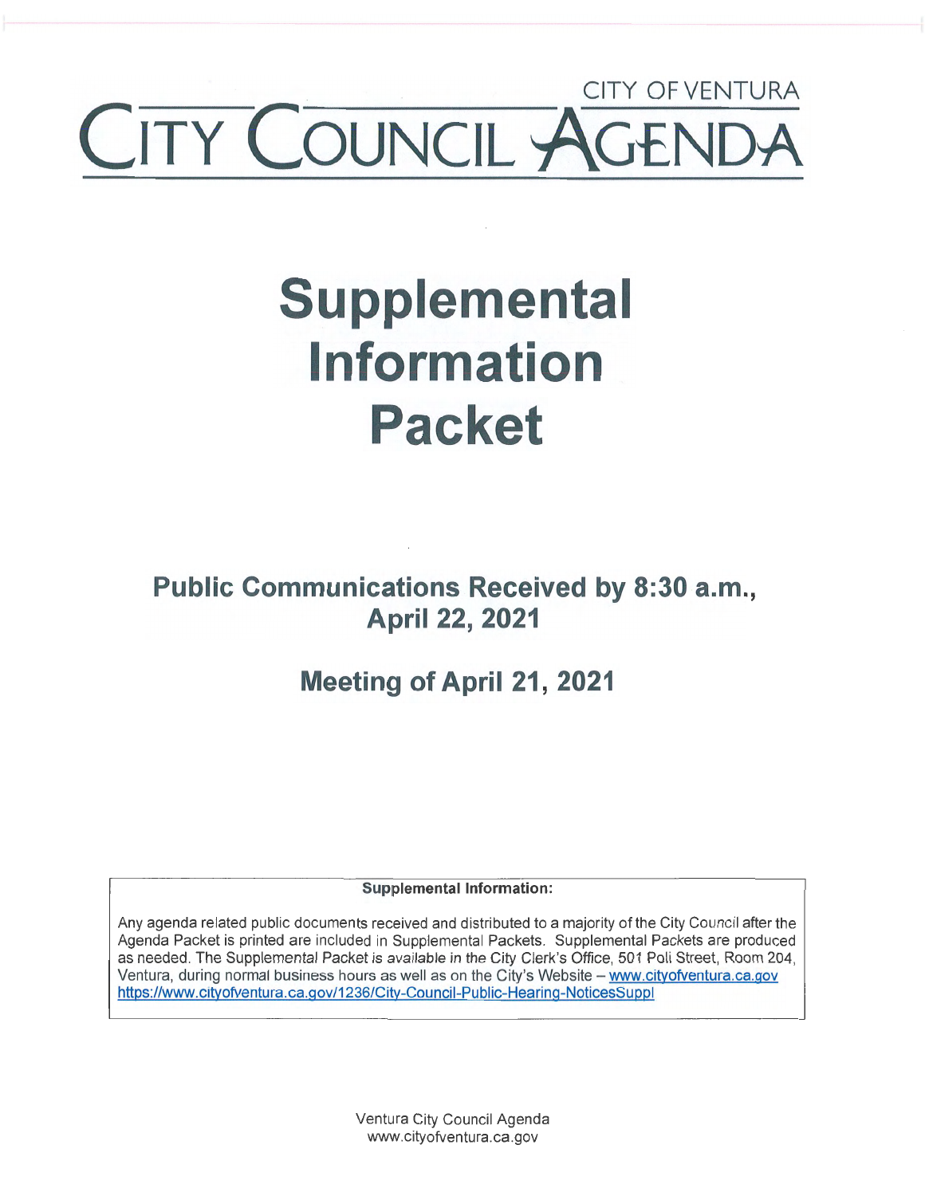CITY OF VENTURA

# CITY COUNCIL AGENDA

# Supplemental Information Packet

## Public Communications Received by 8:30 a.m., April 22, 2021

## Meeting of April 21, 2021

**Supplemental Information:**

Any agenda related public documents received and distributed to a majority of the City Council after the Agenda Packet is printed are included in Supplemental Packets. Supplemental Packets are produced as needed. The Supplemental Packet is available in the City Clerk's Office, 501 Poli Street, Room 204, Ventura, during normal business hours as well as on the City's Website – www.cityofventura.ca.gov https://www.cityofventura.ca.gov/1236/City-Council-Public-Hearing-NoticesSuppl

Ventura City Council Agenda
www.cityofventura.ca.gov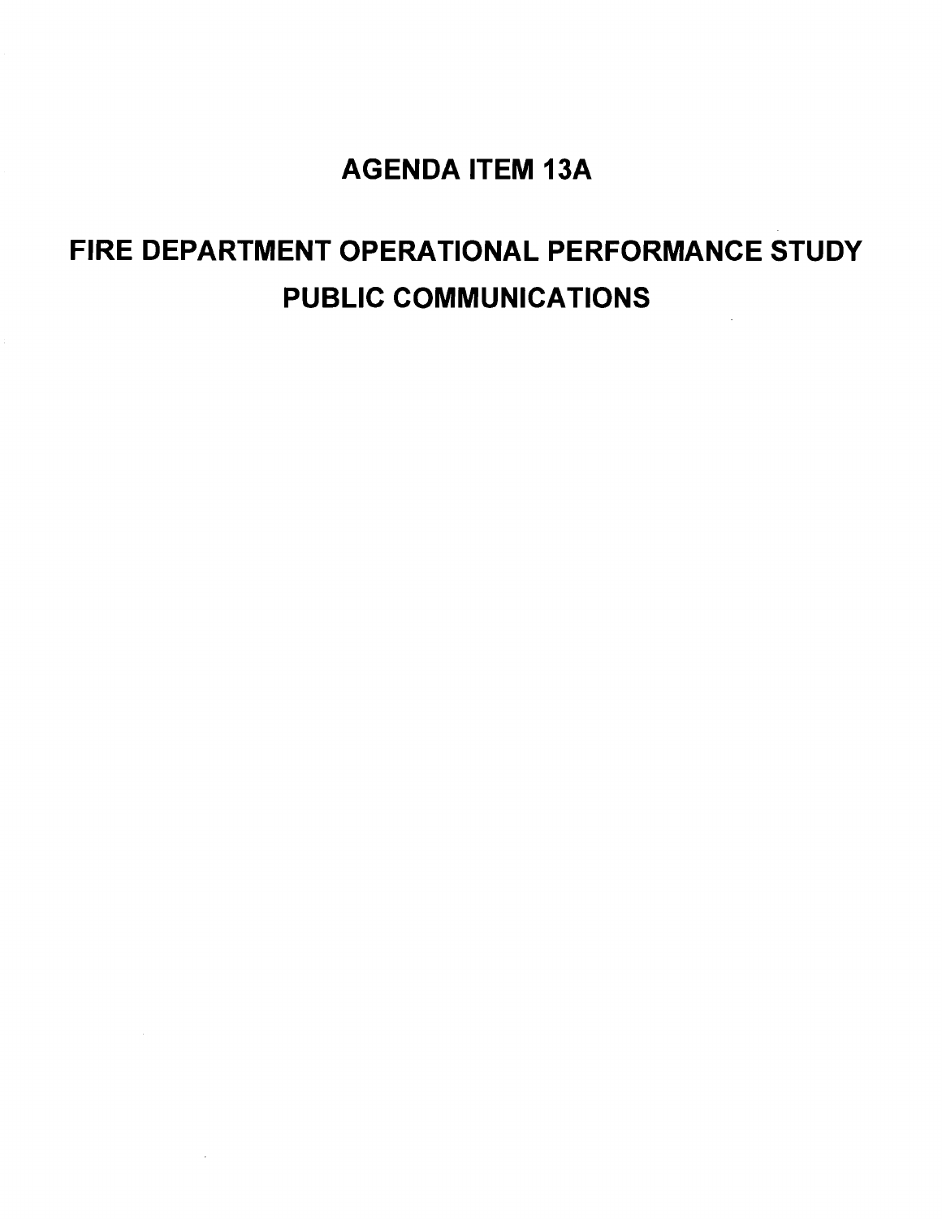# AGENDA ITEM 13A

# FIRE DEPARTMENT OPERATIONAL PERFORMANCE STUDY PUBLIC COMMUNICATIONS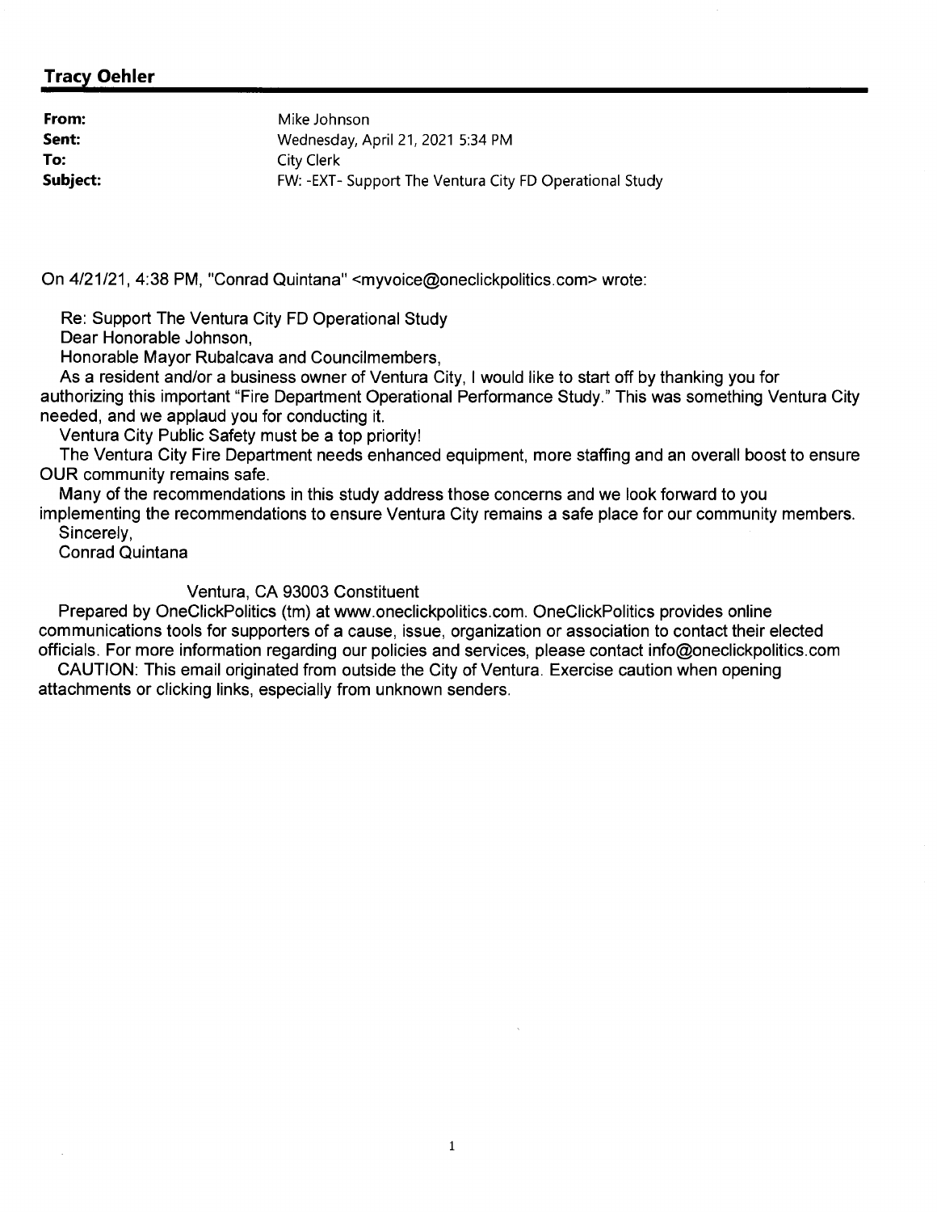**Tracy Oehler**

| | |
|---|---|
| **From:** | Mike Johnson |
| **Sent:** | Wednesday, April 21, 2021 5:34 PM |
| **To:** | City Clerk |
| **Subject:** | FW: -EXT- Support The Ventura City FD Operational Study |

On 4/21/21, 4:38 PM, "Conrad Quintana" <myvoice@oneclickpolitics.com> wrote:

Re: Support The Ventura City FD Operational Study

Dear Honorable Johnson,

Honorable Mayor Rubalcava and Councilmembers,

As a resident and/or a business owner of Ventura City, I would like to start off by thanking you for authorizing this important "Fire Department Operational Performance Study." This was something Ventura City needed, and we applaud you for conducting it.

Ventura City Public Safety must be a top priority!

The Ventura City Fire Department needs enhanced equipment, more staffing and an overall boost to ensure OUR community remains safe.

Many of the recommendations in this study address those concerns and we look forward to you implementing the recommendations to ensure Ventura City remains a safe place for our community members.

Sincerely,

Conrad Quintana

Ventura, CA 93003 Constituent

Prepared by OneClickPolitics (tm) at www.oneclickpolitics.com. OneClickPolitics provides online communications tools for supporters of a cause, issue, organization or association to contact their elected officials. For more information regarding our policies and services, please contact info@oneclickpolitics.com

CAUTION: This email originated from outside the City of Ventura. Exercise caution when opening attachments or clicking links, especially from unknown senders.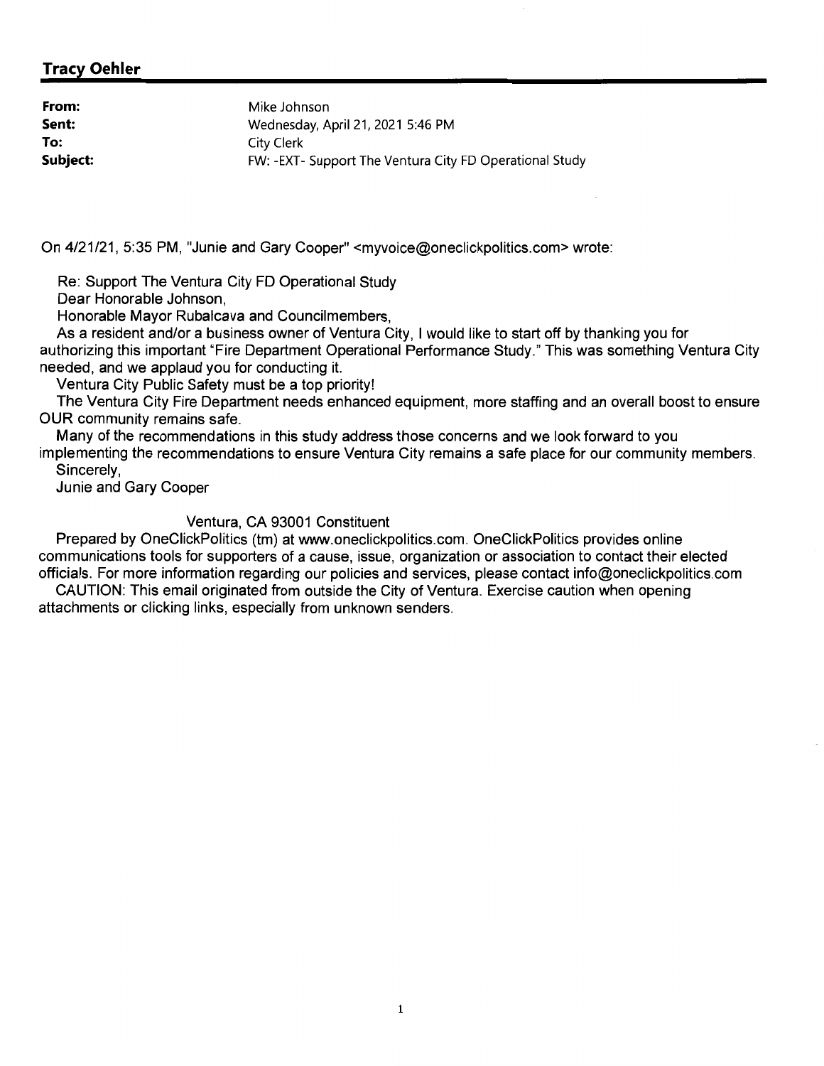**Tracy Oehler**

| | |
|---|---|
| **From:** | Mike Johnson |
| **Sent:** | Wednesday, April 21, 2021 5:46 PM |
| **To:** | City Clerk |
| **Subject:** | FW: -EXT- Support The Ventura City FD Operational Study |

On 4/21/21, 5:35 PM, "Junie and Gary Cooper" <myvoice@oneclickpolitics.com> wrote:

Re: Support The Ventura City FD Operational Study

Dear Honorable Johnson,

Honorable Mayor Rubalcava and Councilmembers,

As a resident and/or a business owner of Ventura City, I would like to start off by thanking you for authorizing this important "Fire Department Operational Performance Study." This was something Ventura City needed, and we applaud you for conducting it.

Ventura City Public Safety must be a top priority!

The Ventura City Fire Department needs enhanced equipment, more staffing and an overall boost to ensure OUR community remains safe.

Many of the recommendations in this study address those concerns and we look forward to you implementing the recommendations to ensure Ventura City remains a safe place for our community members.

Sincerely,

Junie and Gary Cooper

Ventura, CA 93001 Constituent

Prepared by OneClickPolitics (tm) at www.oneclickpolitics.com. OneClickPolitics provides online communications tools for supporters of a cause, issue, organization or association to contact their elected officials. For more information regarding our policies and services, please contact info@oneclickpolitics.com

CAUTION: This email originated from outside the City of Ventura. Exercise caution when opening attachments or clicking links, especially from unknown senders.